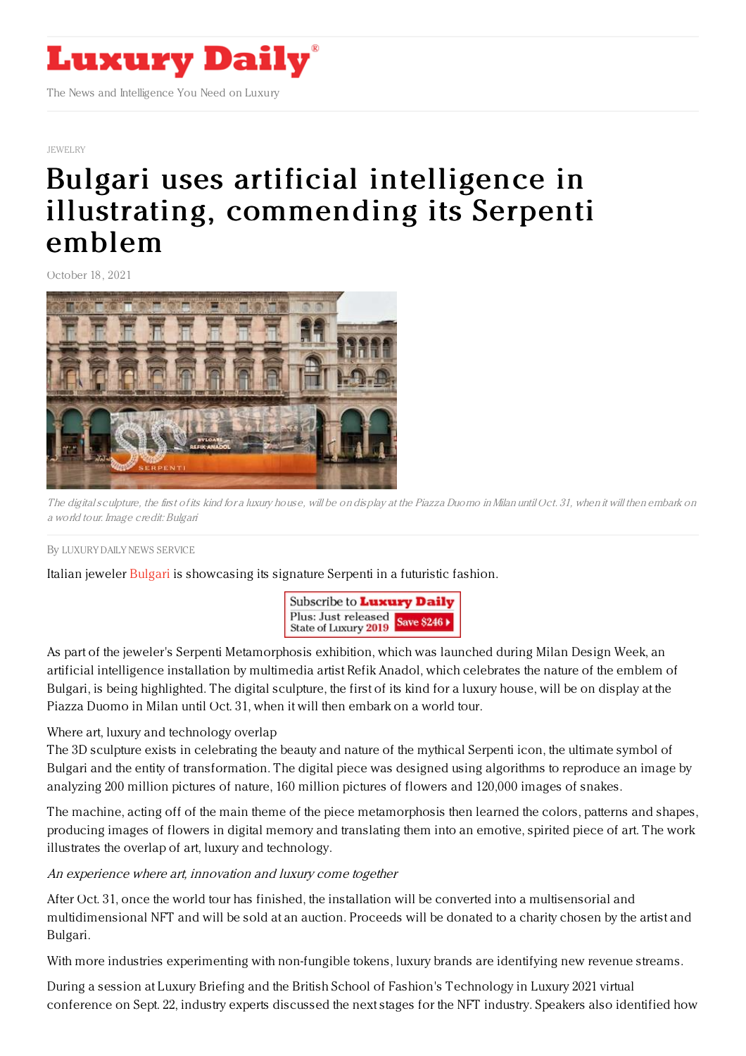Luxury Daily

The News and Intelligence You Need on Luxury

JEWELRY

# Bulgari uses artificial intelligence in illustrating, commending its Serpenti emblem

October 18, 2021

*The digital sculpture, the first of its kind for a luxury house, will be on display at the Piazza Duomo in Milan until Oct. 31, when it will then embark on a world tour. Image credit: Bulgari*

By LUXURY DAILY NEWS SERVICE

Italian jeweler Bulgari is showcasing its signature Serpenti in a futuristic fashion.

As part of the jeweler's Serpenti Metamorphosis exhibition, which was launched during Milan Design Week, an artificial intelligence installation by multimedia artist Refik Anadol, which celebrates the nature of the emblem of Bulgari, is being highlighted. The digital sculpture, the first of its kind for a luxury house, will be on display at the Piazza Duomo in Milan until Oct. 31, when it will then embark on a world tour.

Where art, luxury and technology overlap

The 3D sculpture exists in celebrating the beauty and nature of the mythical Serpenti icon, the ultimate symbol of Bulgari and the entity of transformation. The digital piece was designed using algorithms to reproduce an image by analyzing 200 million pictures of nature, 160 million pictures of flowers and 120,000 images of snakes.

The machine, acting off of the main theme of the piece metamorphosis then learned the colors, patterns and shapes, producing images of flowers in digital memory and translating them into an emotive, spirited piece of art. The work illustrates the overlap of art, luxury and technology.

*An experience where art, innovation and luxury come together*

After Oct. 31, once the world tour has finished, the installation will be converted into a multisensorial and multidimensional NFT and will be sold at an auction. Proceeds will be donated to a charity chosen by the artist and Bulgari.

With more industries experimenting with non-fungible tokens, luxury brands are identifying new revenue streams.

During a session at Luxury Briefing and the British School of Fashion's Technology in Luxury 2021 virtual conference on Sept. 22, industry experts discussed the next stages for the NFT industry. Speakers also identified how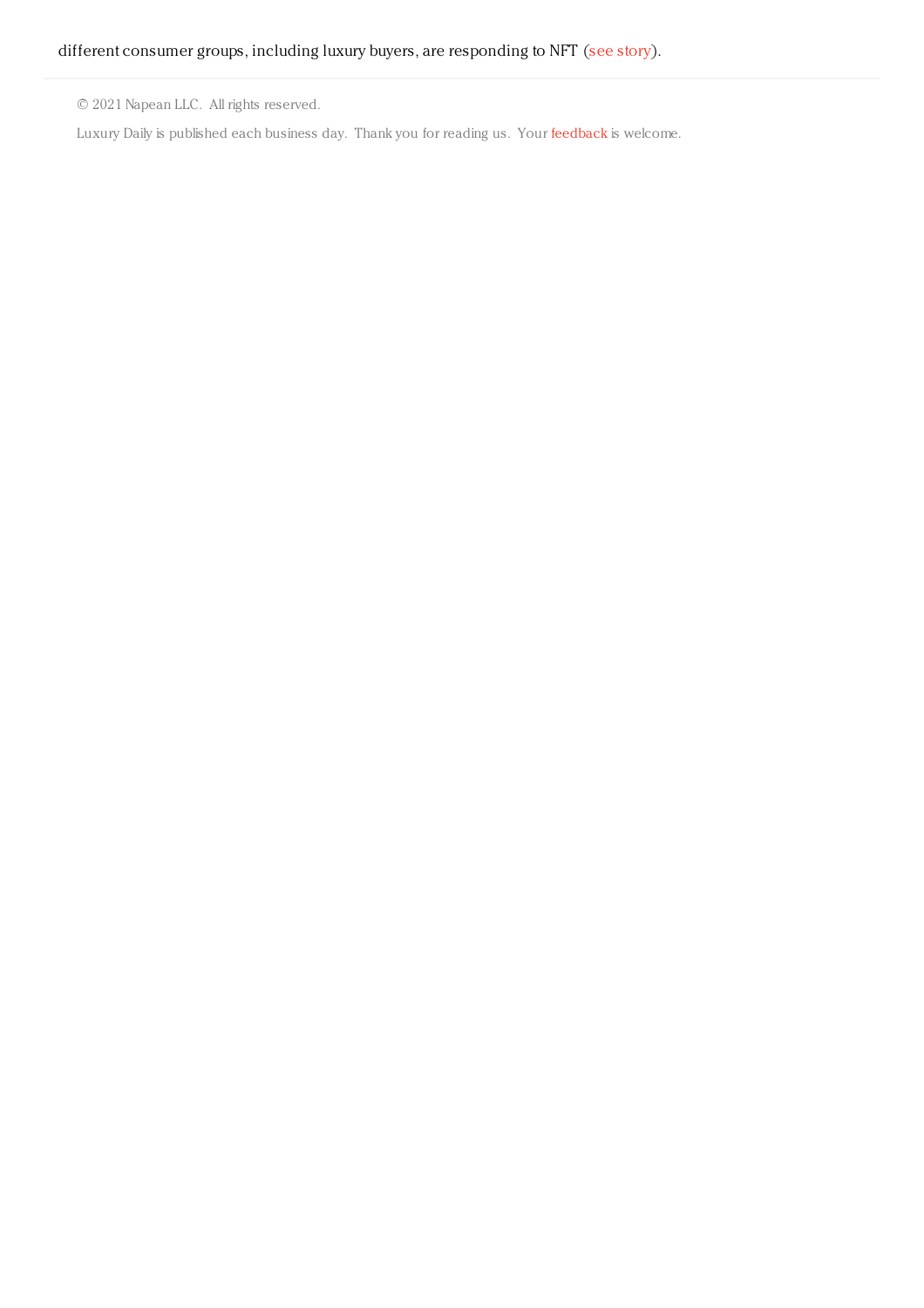different consumer groups, including luxury buyers, are responding to NFT (see story).

© 2021 Napean LLC. All rights reserved.

Luxury Daily is published each business day. Thank you for reading us. Your feedback is welcome.